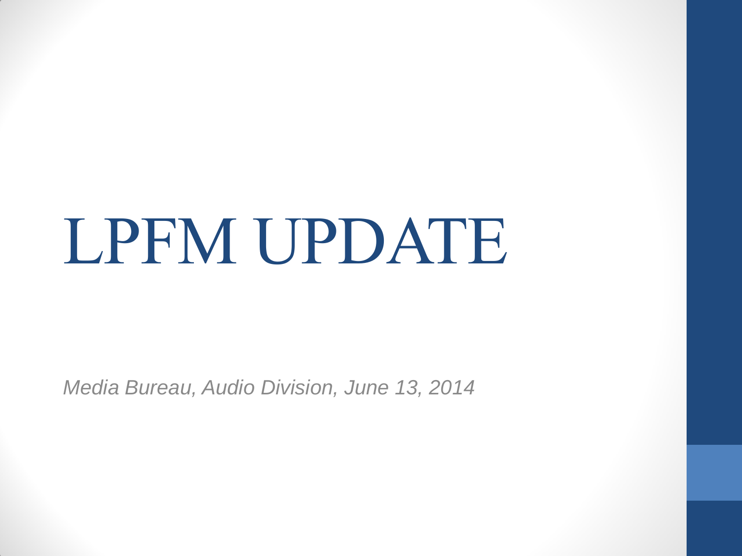# LPFM UPDATE

*Media Bureau, Audio Division, June 13, 2014*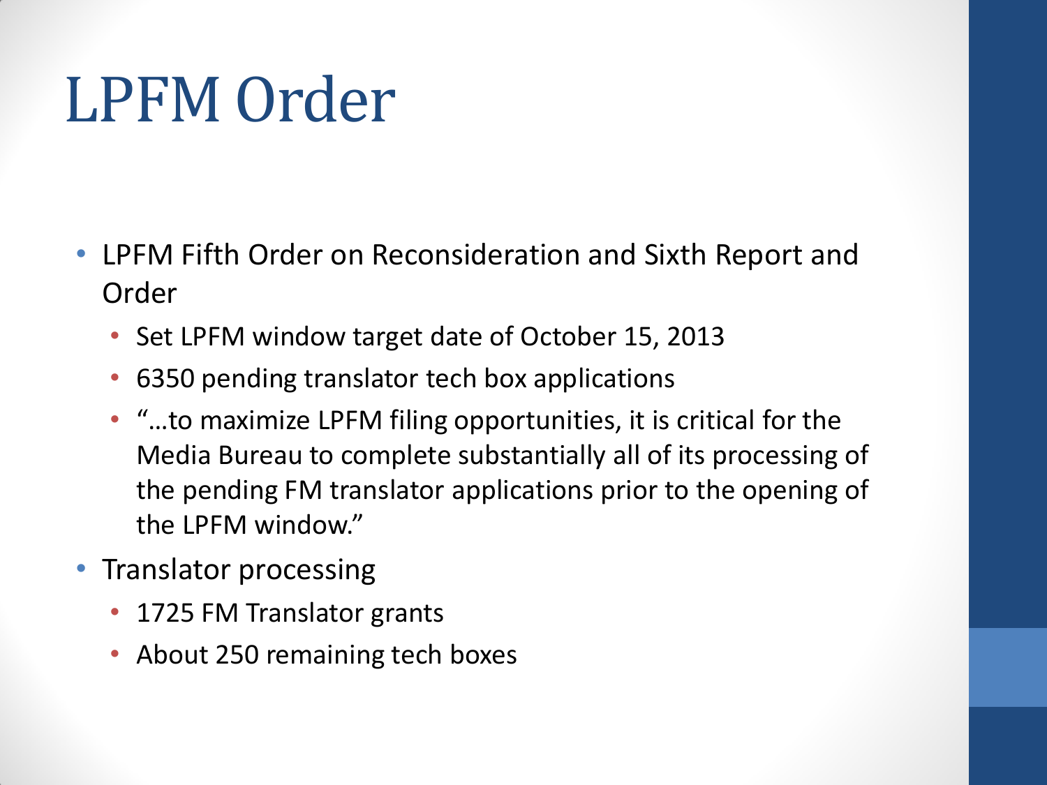# LPFM Order

- LPFM Fifth Order on Reconsideration and Sixth Report and Order
  - Set LPFM window target date of October 15, 2013
  - 6350 pending translator tech box applications
  - "…to maximize LPFM filing opportunities, it is critical for the Media Bureau to complete substantially all of its processing of the pending FM translator applications prior to the opening of the LPFM window."
- Translator processing
  - 1725 FM Translator grants
  - About 250 remaining tech boxes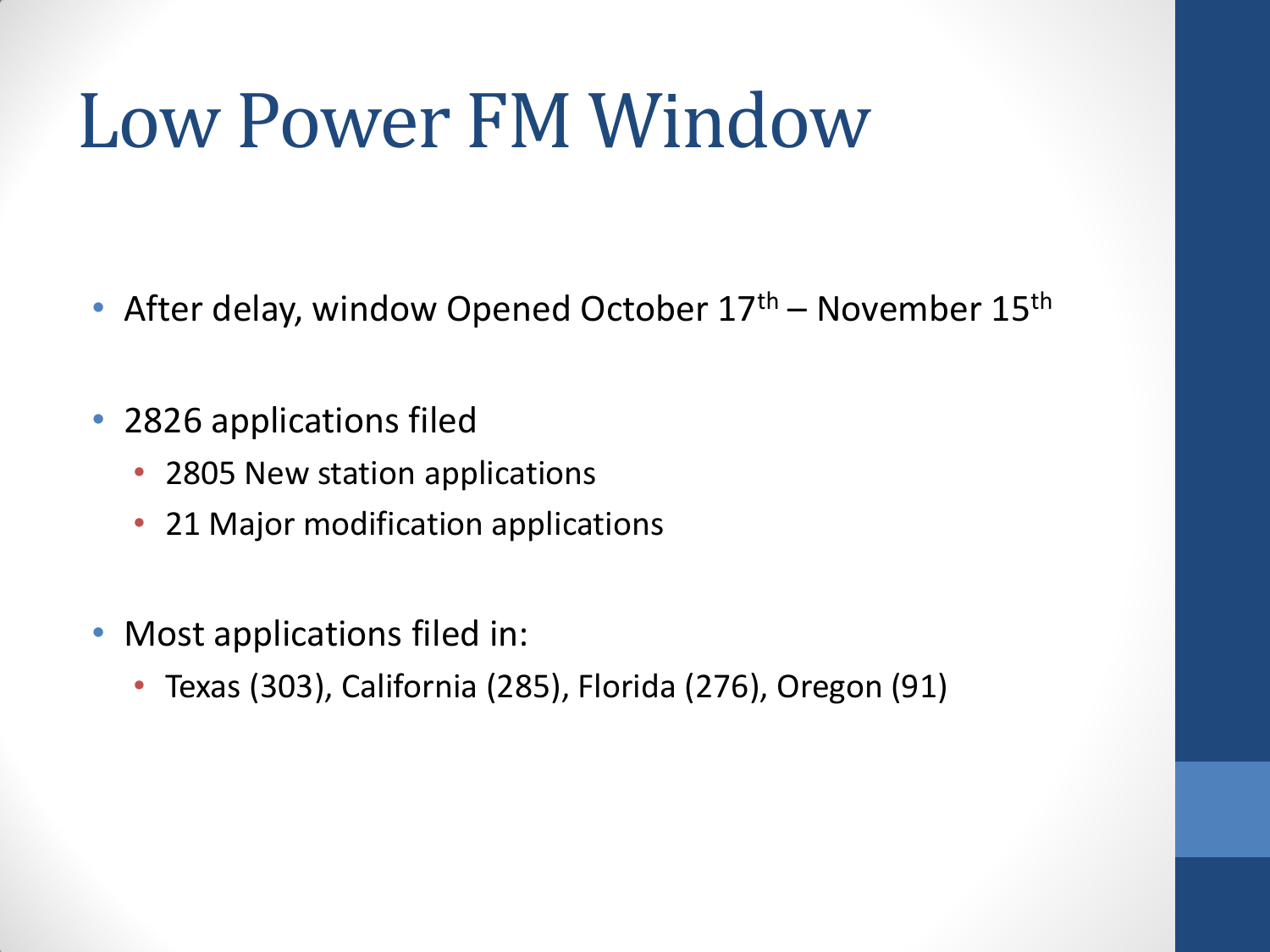# Low Power FM Window

- After delay, window Opened October 17th – November 15th
- 2826 applications filed
  - 2805 New station applications
  - 21 Major modification applications
- Most applications filed in:
  - Texas (303), California (285), Florida (276), Oregon (91)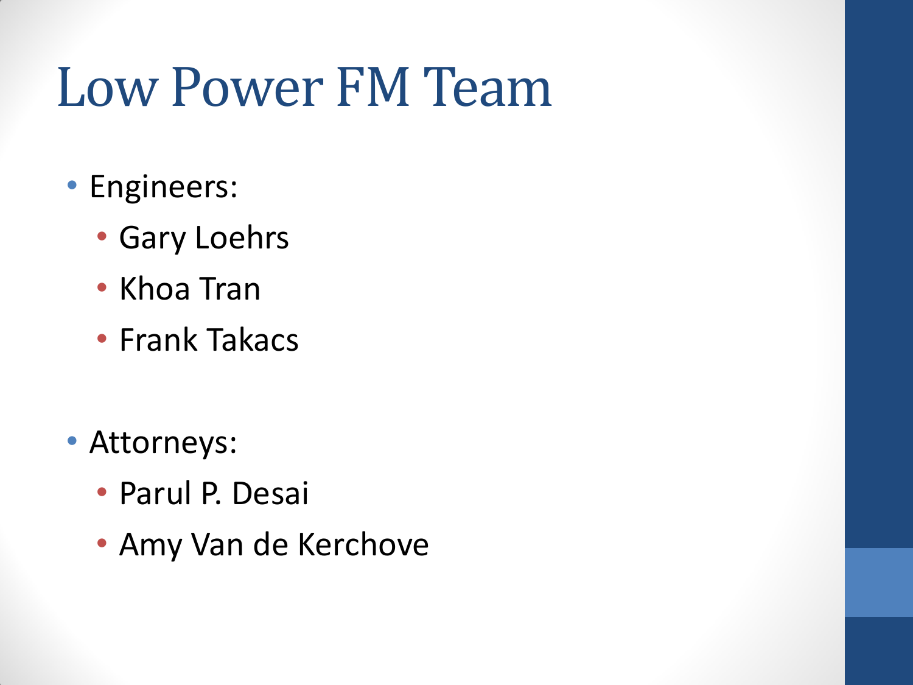# Low Power FM Team

- Engineers:
  - Gary Loehrs
  - Khoa Tran
  - Frank Takacs
- Attorneys:
  - Parul P. Desai
  - Amy Van de Kerchove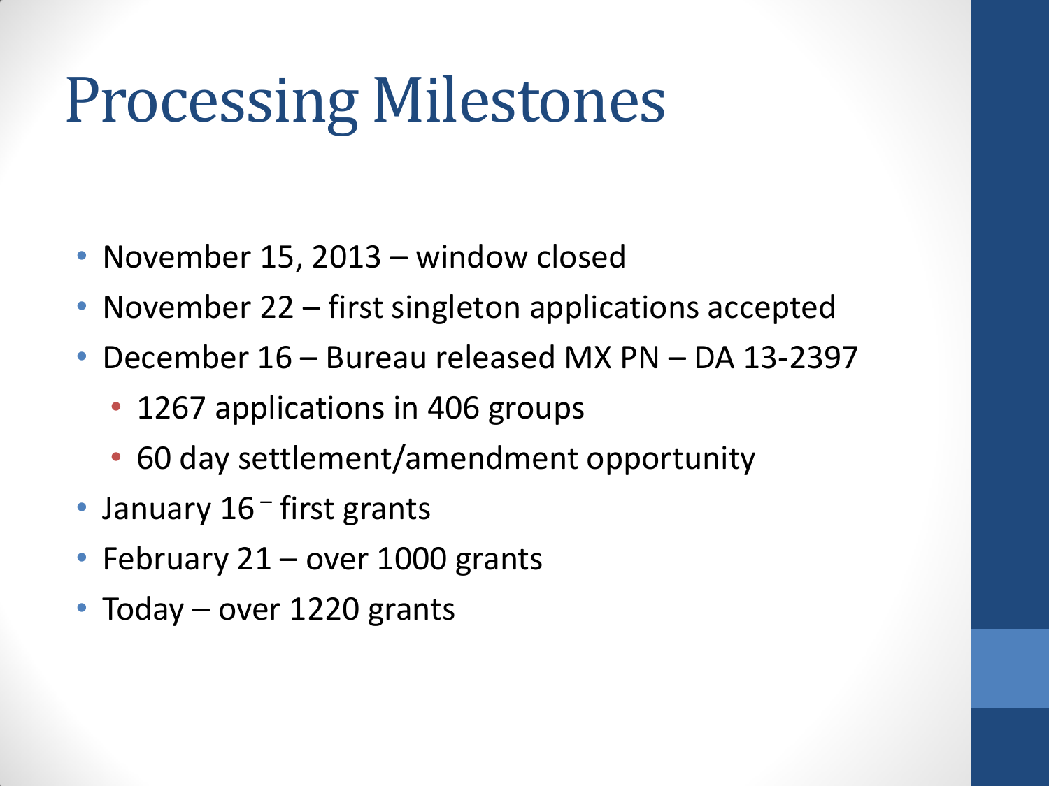# Processing Milestones

- November 15, 2013 – window closed
- November 22 – first singleton applications accepted
- December 16 – Bureau released MX PN – DA 13-2397
  - 1267 applications in 406 groups
  - 60 day settlement/amendment opportunity
- January 16 – first grants
- February 21 – over 1000 grants
- Today – over 1220 grants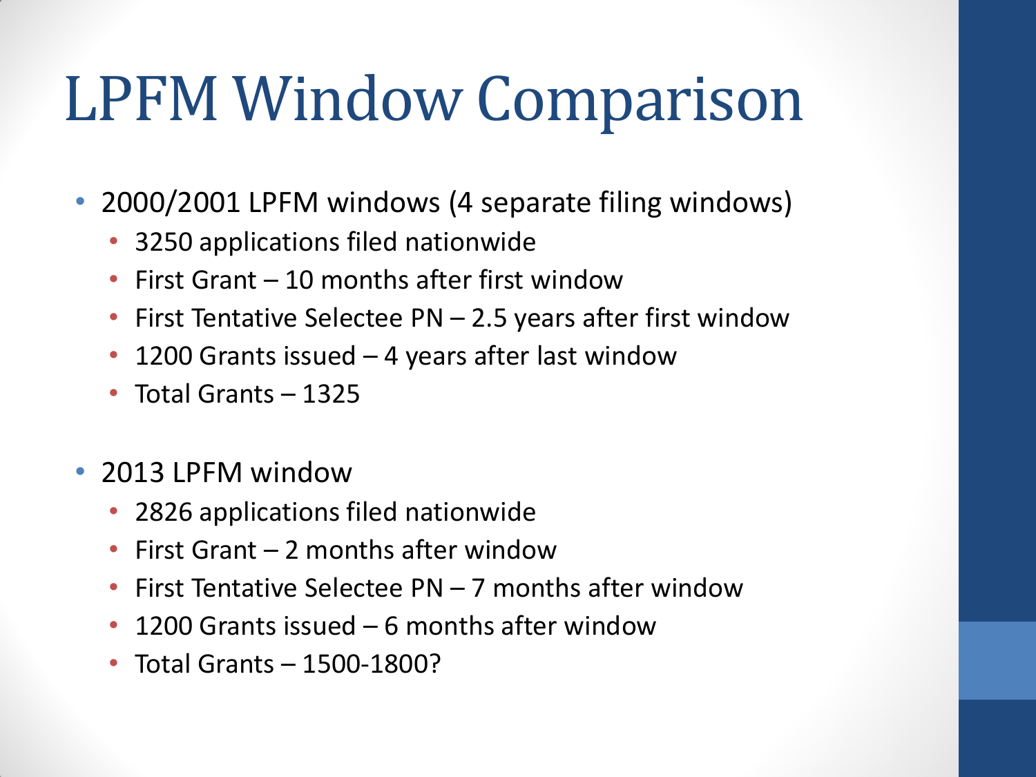# LPFM Window Comparison

- 2000/2001 LPFM windows (4 separate filing windows)
  - 3250 applications filed nationwide
  - First Grant – 10 months after first window
  - First Tentative Selectee PN – 2.5 years after first window
  - 1200 Grants issued – 4 years after last window
  - Total Grants – 1325
- 2013 LPFM window
  - 2826 applications filed nationwide
  - First Grant – 2 months after window
  - First Tentative Selectee PN – 7 months after window
  - 1200 Grants issued – 6 months after window
  - Total Grants – 1500-1800?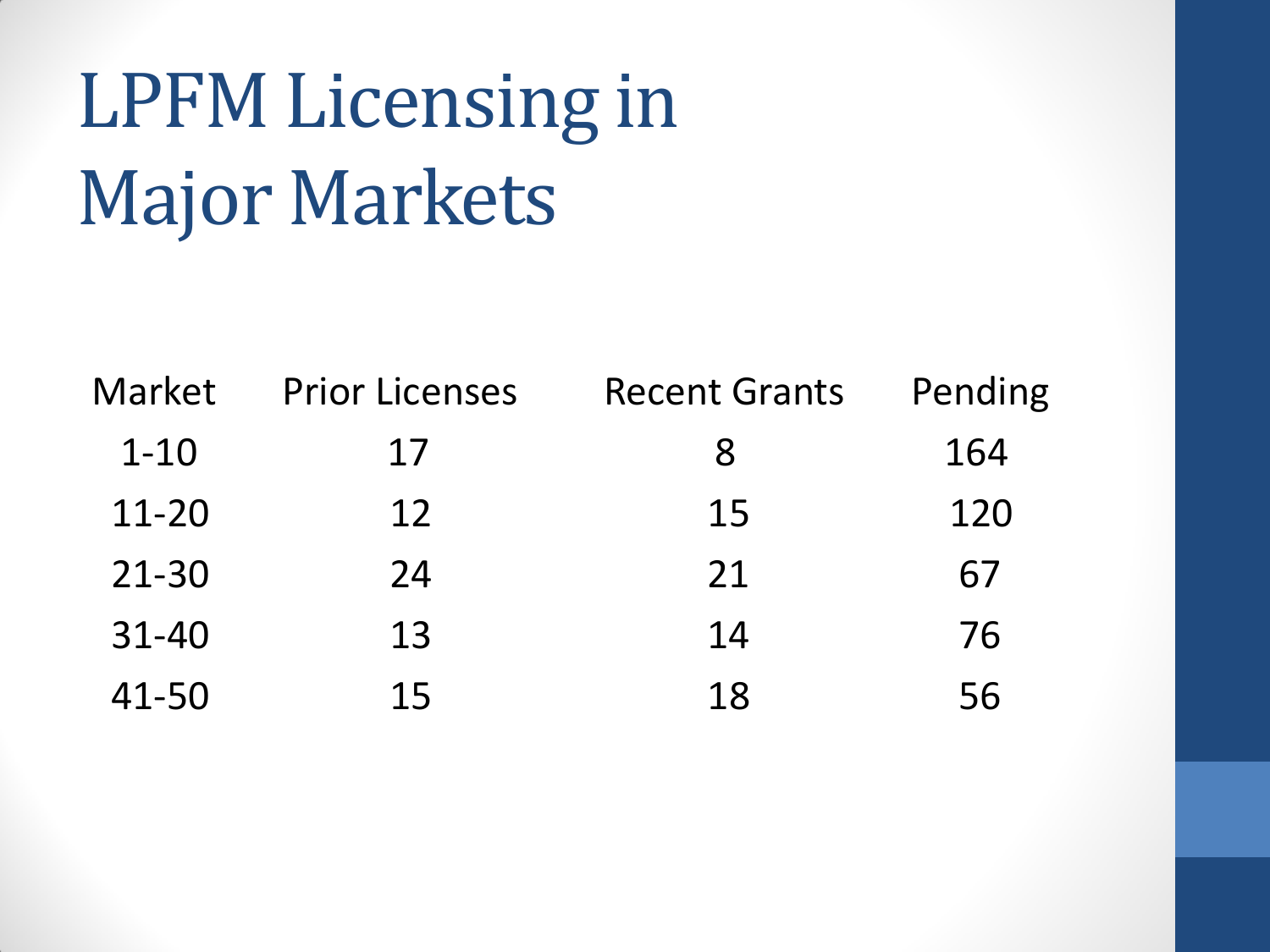# LPFM Licensing in Major Markets

| Market | Prior Licenses | Recent Grants | Pending |
| --- | --- | --- | --- |
| 1-10 | 17 | 8 | 164 |
| 11-20 | 12 | 15 | 120 |
| 21-30 | 24 | 21 | 67 |
| 31-40 | 13 | 14 | 76 |
| 41-50 | 15 | 18 | 56 |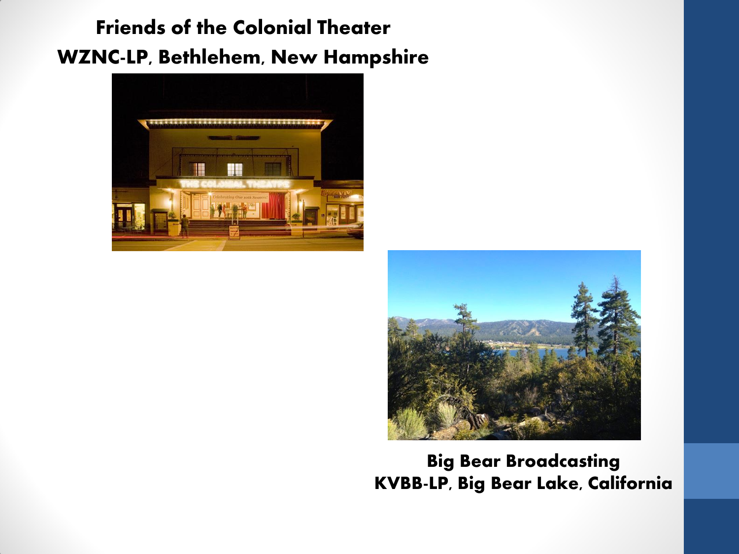**Friends of the Colonial Theater**
**WZNC-LP, Bethlehem, New Hampshire**

**Big Bear Broadcasting**
**KVBB-LP, Big Bear Lake, California**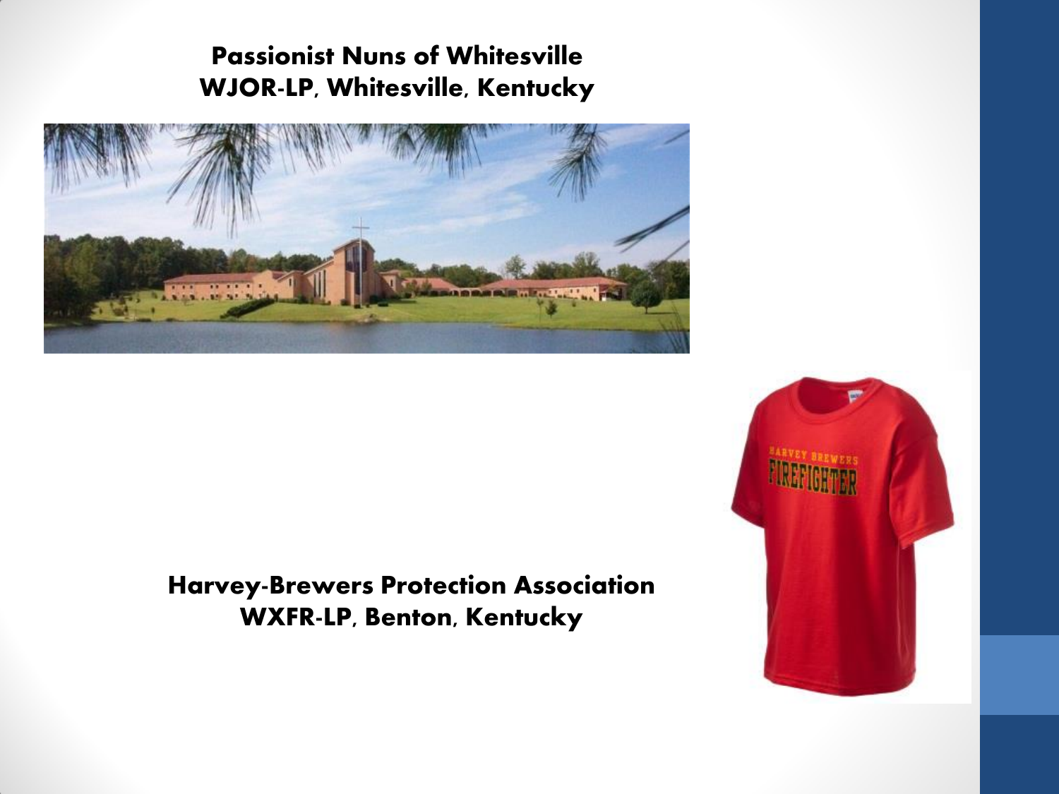**Passionist Nuns of Whitesville**
**WJOR-LP, Whitesville, Kentucky**

**Harvey-Brewers Protection Association**
**WXFR-LP, Benton, Kentucky**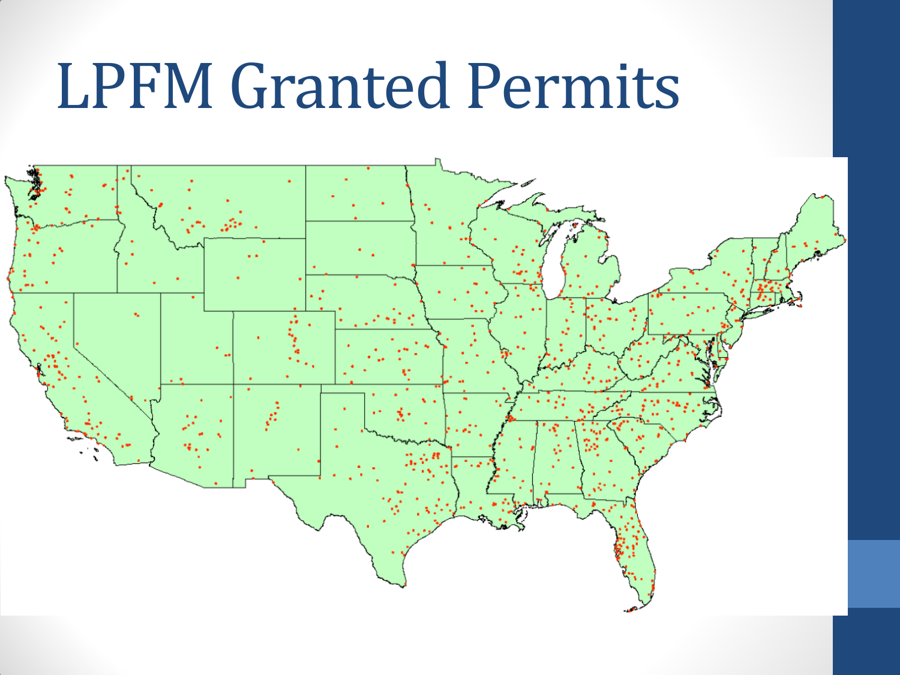# LPFM Granted Permits